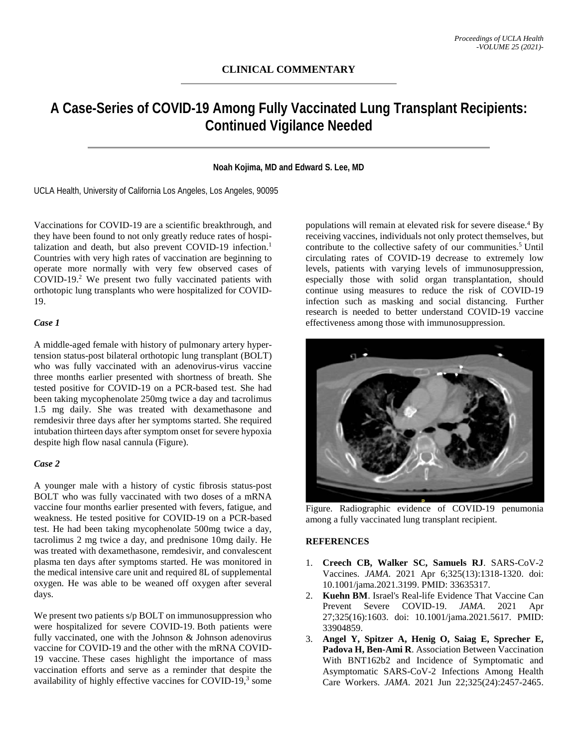**CLINICAL COMMENTARY**

# A Case-Series of COVID-19 Among Fully Vaccinated Lung Transplant Recipients: Continued Vigilance Needed

**Noah Kojima, MD and Edward S. Lee, MD**

UCLA Health, University of California Los Angeles, Los Angeles, 90095

Vaccinations for COVID-19 are a scientific breakthrough, and they have been found to not only greatly reduce rates of hospitalization and death, but also prevent COVID-19 infection.[1] Countries with very high rates of vaccination are beginning to operate more normally with very few observed cases of COVID-19.[2] We present two fully vaccinated patients with orthotopic lung transplants who were hospitalized for COVID-19.

### *Case 1*

A middle-aged female with history of pulmonary artery hypertension status-post bilateral orthotopic lung transplant (BOLT) who was fully vaccinated with an adenovirus-virus vaccine three months earlier presented with shortness of breath. She tested positive for COVID-19 on a PCR-based test. She had been taking mycophenolate 250mg twice a day and tacrolimus 1.5 mg daily. She was treated with dexamethasone and remdesivir three days after her symptoms started. She required intubation thirteen days after symptom onset for severe hypoxia despite high flow nasal cannula (Figure).

### *Case 2*

A younger male with a history of cystic fibrosis status-post BOLT who was fully vaccinated with two doses of a mRNA vaccine four months earlier presented with fevers, fatigue, and weakness. He tested positive for COVID-19 on a PCR-based test. He had been taking mycophenolate 500mg twice a day, tacrolimus 2 mg twice a day, and prednisone 10mg daily. He was treated with dexamethasone, remdesivir, and convalescent plasma ten days after symptoms started. He was monitored in the medical intensive care unit and required 8L of supplemental oxygen. He was able to be weaned off oxygen after several days.

We present two patients s/p BOLT on immunosuppression who were hospitalized for severe COVID-19. Both patients were fully vaccinated, one with the Johnson & Johnson adenovirus vaccine for COVID-19 and the other with the mRNA COVID-19 vaccine. These cases highlight the importance of mass vaccination efforts and serve as a reminder that despite the availability of highly effective vaccines for COVID-19,[3] some populations will remain at elevated risk for severe disease.[4] By receiving vaccines, individuals not only protect themselves, but contribute to the collective safety of our communities.[5] Until circulating rates of COVID-19 decrease to extremely low levels, patients with varying levels of immunosuppression, especially those with solid organ transplantation, should continue using measures to reduce the risk of COVID-19 infection such as masking and social distancing. Further research is needed to better understand COVID-19 vaccine effectiveness among those with immunosuppression.

Figure. Radiographic evidence of COVID-19 penumonia among a fully vaccinated lung transplant recipient.

## REFERENCES

1. **Creech CB, Walker SC, Samuels RJ**. SARS-CoV-2 Vaccines. *JAMA*. 2021 Apr 6;325(13):1318-1320. doi: 10.1001/jama.2021.3199. PMID: 33635317.
2. **Kuehn BM**. Israel's Real-life Evidence That Vaccine Can Prevent Severe COVID-19. *JAMA*. 2021 Apr 27;325(16):1603. doi: 10.1001/jama.2021.5617. PMID: 33904859.
3. **Angel Y, Spitzer A, Henig O, Saiag E, Sprecher E, Padova H, Ben-Ami R**. Association Between Vaccination With BNT162b2 and Incidence of Symptomatic and Asymptomatic SARS-CoV-2 Infections Among Health Care Workers. *JAMA*. 2021 Jun 22;325(24):2457-2465.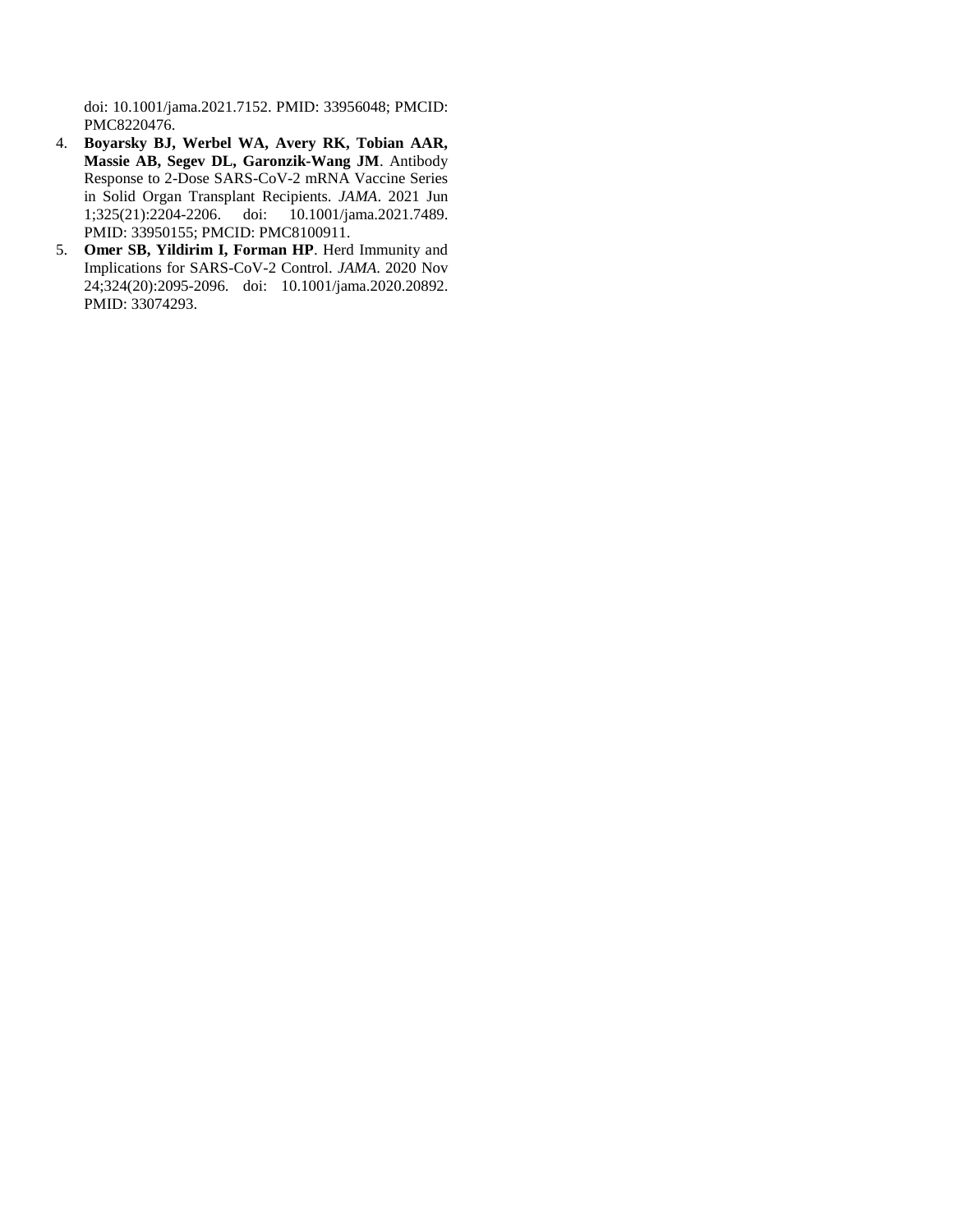doi: 10.1001/jama.2021.7152. PMID: 33956048; PMCID: PMC8220476.

4. **Boyarsky BJ, Werbel WA, Avery RK, Tobian AAR, Massie AB, Segev DL, Garonzik-Wang JM**. Antibody Response to 2-Dose SARS-CoV-2 mRNA Vaccine Series in Solid Organ Transplant Recipients. *JAMA*. 2021 Jun 1;325(21):2204-2206. doi: 10.1001/jama.2021.7489. PMID: 33950155; PMCID: PMC8100911.
5. **Omer SB, Yildirim I, Forman HP**. Herd Immunity and Implications for SARS-CoV-2 Control. *JAMA*. 2020 Nov 24;324(20):2095-2096. doi: 10.1001/jama.2020.20892. PMID: 33074293.